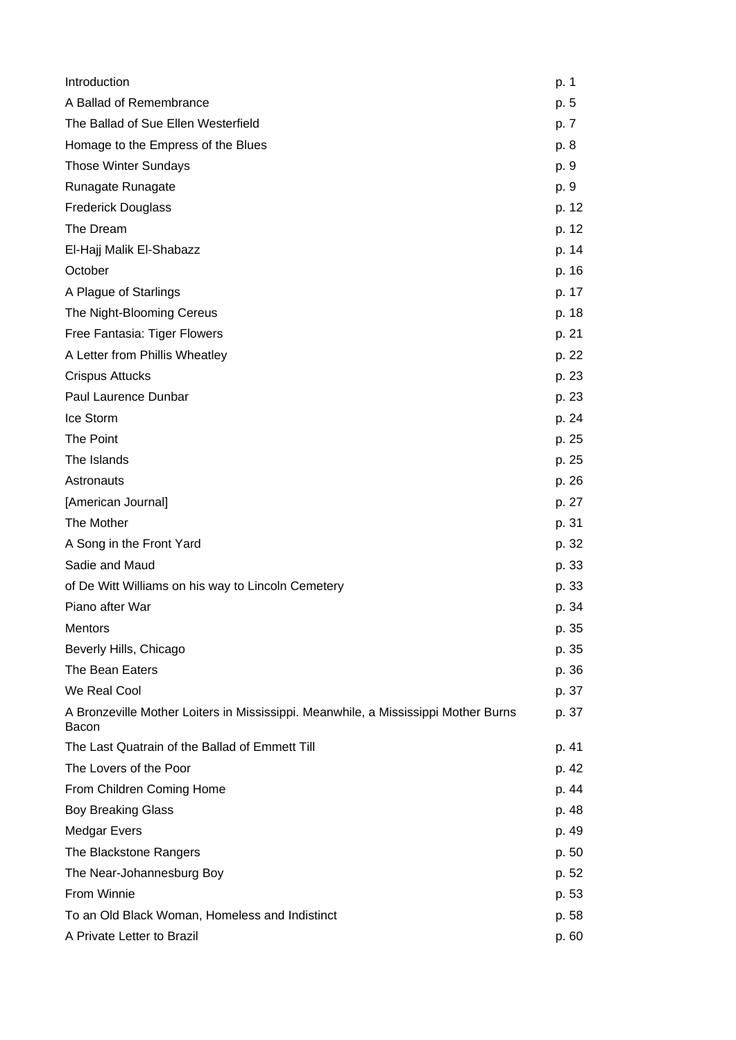| | |
|---|---|
| Introduction | p. 1 |
| A Ballad of Remembrance | p. 5 |
| The Ballad of Sue Ellen Westerfield | p. 7 |
| Homage to the Empress of the Blues | p. 8 |
| Those Winter Sundays | p. 9 |
| Runagate Runagate | p. 9 |
| Frederick Douglass | p. 12 |
| The Dream | p. 12 |
| El-Hajj Malik El-Shabazz | p. 14 |
| October | p. 16 |
| A Plague of Starlings | p. 17 |
| The Night-Blooming Cereus | p. 18 |
| Free Fantasia: Tiger Flowers | p. 21 |
| A Letter from Phillis Wheatley | p. 22 |
| Crispus Attucks | p. 23 |
| Paul Laurence Dunbar | p. 23 |
| Ice Storm | p. 24 |
| The Point | p. 25 |
| The Islands | p. 25 |
| Astronauts | p. 26 |
| [American Journal] | p. 27 |
| The Mother | p. 31 |
| A Song in the Front Yard | p. 32 |
| Sadie and Maud | p. 33 |
| of De Witt Williams on his way to Lincoln Cemetery | p. 33 |
| Piano after War | p. 34 |
| Mentors | p. 35 |
| Beverly Hills, Chicago | p. 35 |
| The Bean Eaters | p. 36 |
| We Real Cool | p. 37 |
| A Bronzeville Mother Loiters in Mississippi. Meanwhile, a Mississippi Mother Burns Bacon | p. 37 |
| The Last Quatrain of the Ballad of Emmett Till | p. 41 |
| The Lovers of the Poor | p. 42 |
| From Children Coming Home | p. 44 |
| Boy Breaking Glass | p. 48 |
| Medgar Evers | p. 49 |
| The Blackstone Rangers | p. 50 |
| The Near-Johannesburg Boy | p. 52 |
| From Winnie | p. 53 |
| To an Old Black Woman, Homeless and Indistinct | p. 58 |
| A Private Letter to Brazil | p. 60 |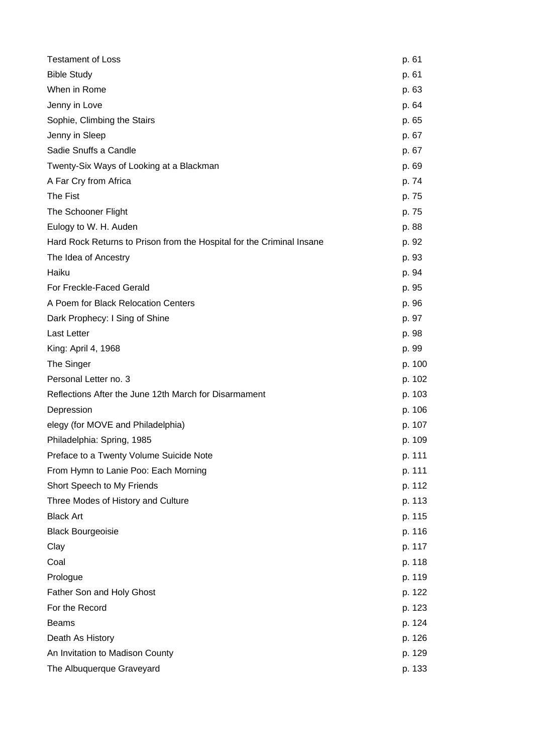| | |
|---|---|
| Testament of Loss | p. 61 |
| Bible Study | p. 61 |
| When in Rome | p. 63 |
| Jenny in Love | p. 64 |
| Sophie, Climbing the Stairs | p. 65 |
| Jenny in Sleep | p. 67 |
| Sadie Snuffs a Candle | p. 67 |
| Twenty-Six Ways of Looking at a Blackman | p. 69 |
| A Far Cry from Africa | p. 74 |
| The Fist | p. 75 |
| The Schooner Flight | p. 75 |
| Eulogy to W. H. Auden | p. 88 |
| Hard Rock Returns to Prison from the Hospital for the Criminal Insane | p. 92 |
| The Idea of Ancestry | p. 93 |
| Haiku | p. 94 |
| For Freckle-Faced Gerald | p. 95 |
| A Poem for Black Relocation Centers | p. 96 |
| Dark Prophecy: I Sing of Shine | p. 97 |
| Last Letter | p. 98 |
| King: April 4, 1968 | p. 99 |
| The Singer | p. 100 |
| Personal Letter no. 3 | p. 102 |
| Reflections After the June 12th March for Disarmament | p. 103 |
| Depression | p. 106 |
| elegy (for MOVE and Philadelphia) | p. 107 |
| Philadelphia: Spring, 1985 | p. 109 |
| Preface to a Twenty Volume Suicide Note | p. 111 |
| From Hymn to Lanie Poo: Each Morning | p. 111 |
| Short Speech to My Friends | p. 112 |
| Three Modes of History and Culture | p. 113 |
| Black Art | p. 115 |
| Black Bourgeoisie | p. 116 |
| Clay | p. 117 |
| Coal | p. 118 |
| Prologue | p. 119 |
| Father Son and Holy Ghost | p. 122 |
| For the Record | p. 123 |
| Beams | p. 124 |
| Death As History | p. 126 |
| An Invitation to Madison County | p. 129 |
| The Albuquerque Graveyard | p. 133 |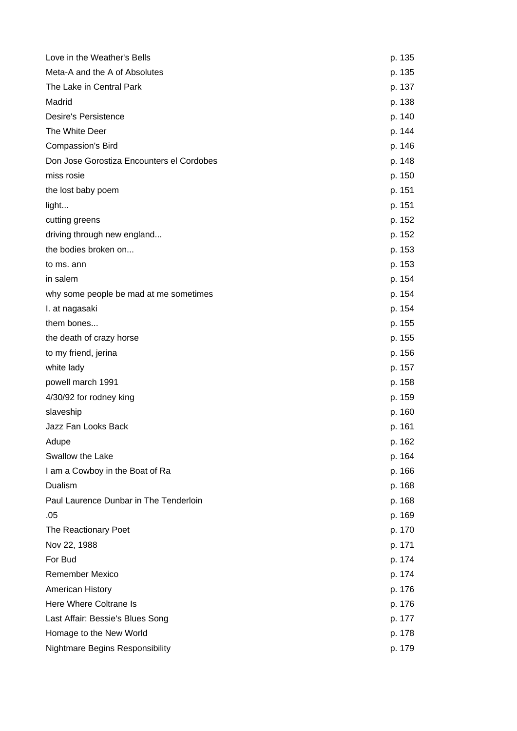| | |
|---|---|
| Love in the Weather's Bells | p. 135 |
| Meta-A and the A of Absolutes | p. 135 |
| The Lake in Central Park | p. 137 |
| Madrid | p. 138 |
| Desire's Persistence | p. 140 |
| The White Deer | p. 144 |
| Compassion's Bird | p. 146 |
| Don Jose Gorostiza Encounters el Cordobes | p. 148 |
| miss rosie | p. 150 |
| the lost baby poem | p. 151 |
| light... | p. 151 |
| cutting greens | p. 152 |
| driving through new england... | p. 152 |
| the bodies broken on... | p. 153 |
| to ms. ann | p. 153 |
| in salem | p. 154 |
| why some people be mad at me sometimes | p. 154 |
| I. at nagasaki | p. 154 |
| them bones... | p. 155 |
| the death of crazy horse | p. 155 |
| to my friend, jerina | p. 156 |
| white lady | p. 157 |
| powell march 1991 | p. 158 |
| 4/30/92 for rodney king | p. 159 |
| slaveship | p. 160 |
| Jazz Fan Looks Back | p. 161 |
| Adupe | p. 162 |
| Swallow the Lake | p. 164 |
| I am a Cowboy in the Boat of Ra | p. 166 |
| Dualism | p. 168 |
| Paul Laurence Dunbar in The Tenderloin | p. 168 |
| .05 | p. 169 |
| The Reactionary Poet | p. 170 |
| Nov 22, 1988 | p. 171 |
| For Bud | p. 174 |
| Remember Mexico | p. 174 |
| American History | p. 176 |
| Here Where Coltrane Is | p. 176 |
| Last Affair: Bessie's Blues Song | p. 177 |
| Homage to the New World | p. 178 |
| Nightmare Begins Responsibility | p. 179 |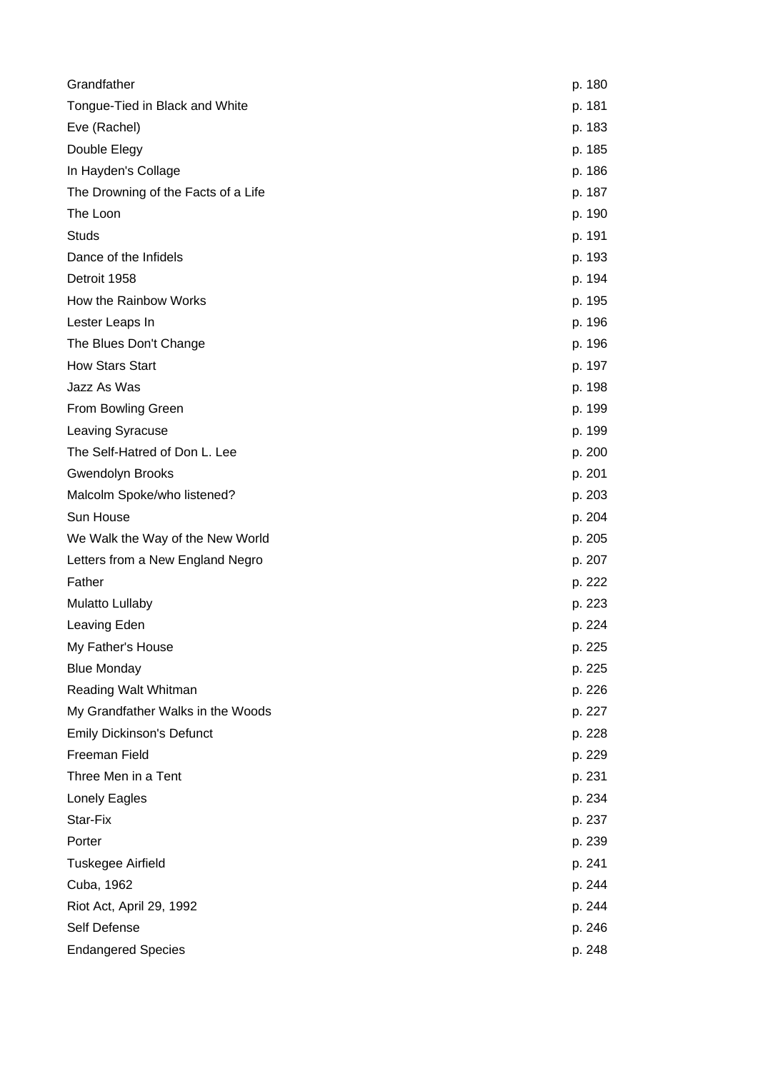| | |
|---|---|
| Grandfather | p. 180 |
| Tongue-Tied in Black and White | p. 181 |
| Eve (Rachel) | p. 183 |
| Double Elegy | p. 185 |
| In Hayden's Collage | p. 186 |
| The Drowning of the Facts of a Life | p. 187 |
| The Loon | p. 190 |
| Studs | p. 191 |
| Dance of the Infidels | p. 193 |
| Detroit 1958 | p. 194 |
| How the Rainbow Works | p. 195 |
| Lester Leaps In | p. 196 |
| The Blues Don't Change | p. 196 |
| How Stars Start | p. 197 |
| Jazz As Was | p. 198 |
| From Bowling Green | p. 199 |
| Leaving Syracuse | p. 199 |
| The Self-Hatred of Don L. Lee | p. 200 |
| Gwendolyn Brooks | p. 201 |
| Malcolm Spoke/who listened? | p. 203 |
| Sun House | p. 204 |
| We Walk the Way of the New World | p. 205 |
| Letters from a New England Negro | p. 207 |
| Father | p. 222 |
| Mulatto Lullaby | p. 223 |
| Leaving Eden | p. 224 |
| My Father's House | p. 225 |
| Blue Monday | p. 225 |
| Reading Walt Whitman | p. 226 |
| My Grandfather Walks in the Woods | p. 227 |
| Emily Dickinson's Defunct | p. 228 |
| Freeman Field | p. 229 |
| Three Men in a Tent | p. 231 |
| Lonely Eagles | p. 234 |
| Star-Fix | p. 237 |
| Porter | p. 239 |
| Tuskegee Airfield | p. 241 |
| Cuba, 1962 | p. 244 |
| Riot Act, April 29, 1992 | p. 244 |
| Self Defense | p. 246 |
| Endangered Species | p. 248 |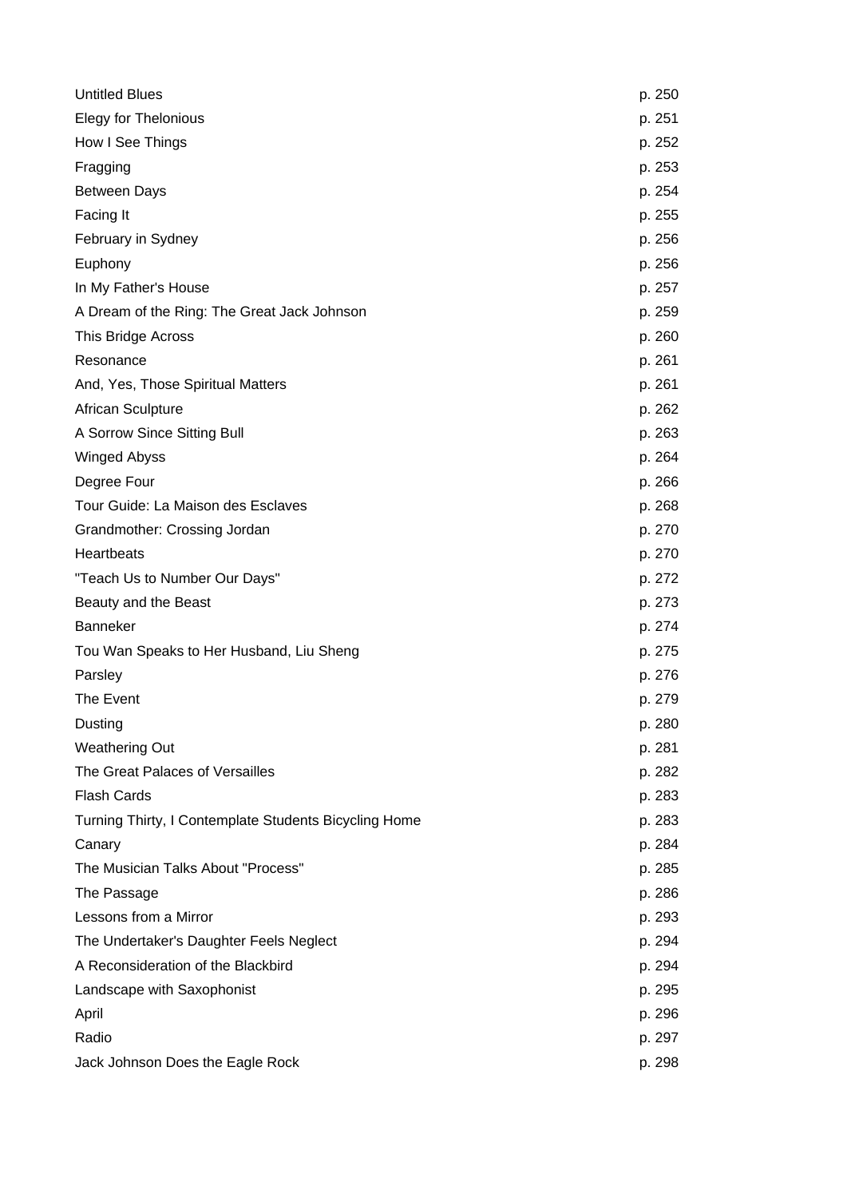| | |
|---|---|
| Untitled Blues | p. 250 |
| Elegy for Thelonious | p. 251 |
| How I See Things | p. 252 |
| Fragging | p. 253 |
| Between Days | p. 254 |
| Facing It | p. 255 |
| February in Sydney | p. 256 |
| Euphony | p. 256 |
| In My Father's House | p. 257 |
| A Dream of the Ring: The Great Jack Johnson | p. 259 |
| This Bridge Across | p. 260 |
| Resonance | p. 261 |
| And, Yes, Those Spiritual Matters | p. 261 |
| African Sculpture | p. 262 |
| A Sorrow Since Sitting Bull | p. 263 |
| Winged Abyss | p. 264 |
| Degree Four | p. 266 |
| Tour Guide: La Maison des Esclaves | p. 268 |
| Grandmother: Crossing Jordan | p. 270 |
| Heartbeats | p. 270 |
| "Teach Us to Number Our Days" | p. 272 |
| Beauty and the Beast | p. 273 |
| Banneker | p. 274 |
| Tou Wan Speaks to Her Husband, Liu Sheng | p. 275 |
| Parsley | p. 276 |
| The Event | p. 279 |
| Dusting | p. 280 |
| Weathering Out | p. 281 |
| The Great Palaces of Versailles | p. 282 |
| Flash Cards | p. 283 |
| Turning Thirty, I Contemplate Students Bicycling Home | p. 283 |
| Canary | p. 284 |
| The Musician Talks About "Process" | p. 285 |
| The Passage | p. 286 |
| Lessons from a Mirror | p. 293 |
| The Undertaker's Daughter Feels Neglect | p. 294 |
| A Reconsideration of the Blackbird | p. 294 |
| Landscape with Saxophonist | p. 295 |
| April | p. 296 |
| Radio | p. 297 |
| Jack Johnson Does the Eagle Rock | p. 298 |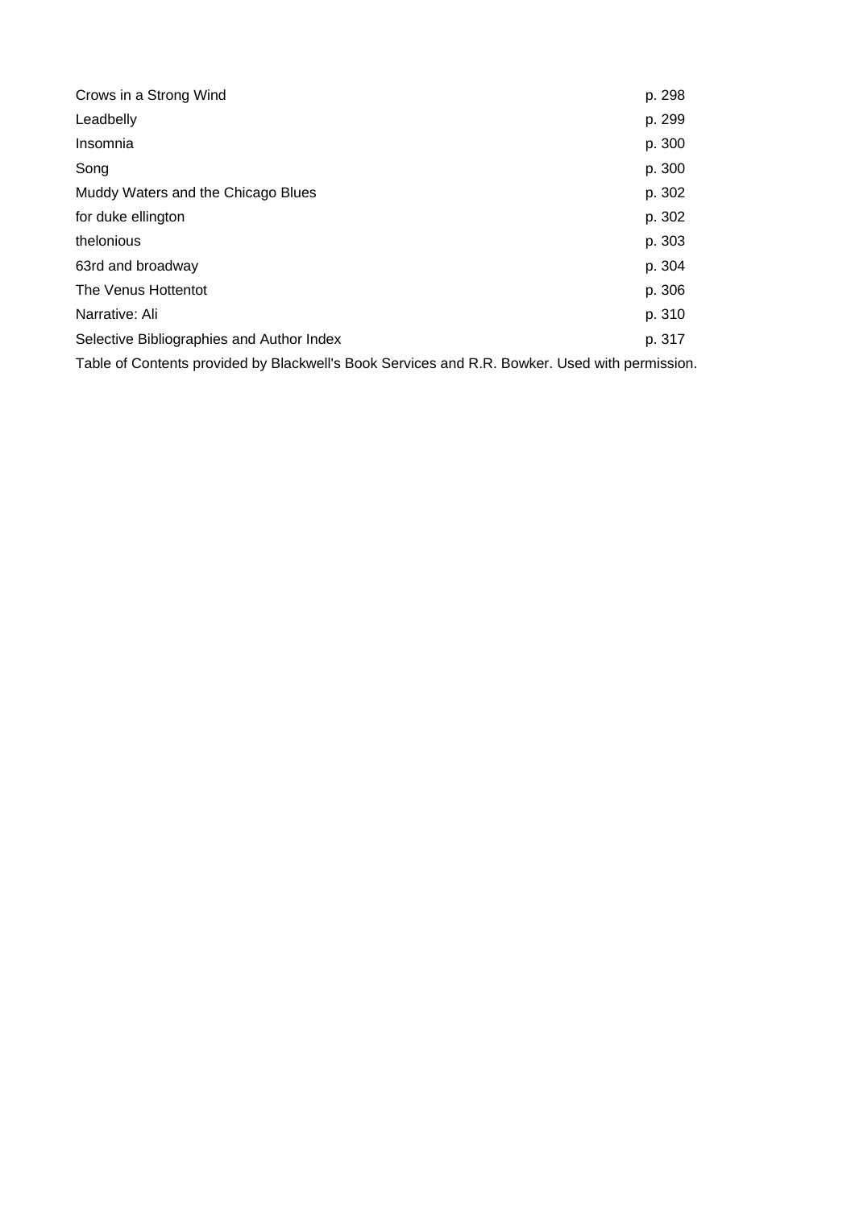| | |
|---|---|
| Crows in a Strong Wind | p. 298 |
| Leadbelly | p. 299 |
| Insomnia | p. 300 |
| Song | p. 300 |
| Muddy Waters and the Chicago Blues | p. 302 |
| for duke ellington | p. 302 |
| thelonious | p. 303 |
| 63rd and broadway | p. 304 |
| The Venus Hottentot | p. 306 |
| Narrative: Ali | p. 310 |
| Selective Bibliographies and Author Index | p. 317 |

Table of Contents provided by Blackwell's Book Services and R.R. Bowker. Used with permission.